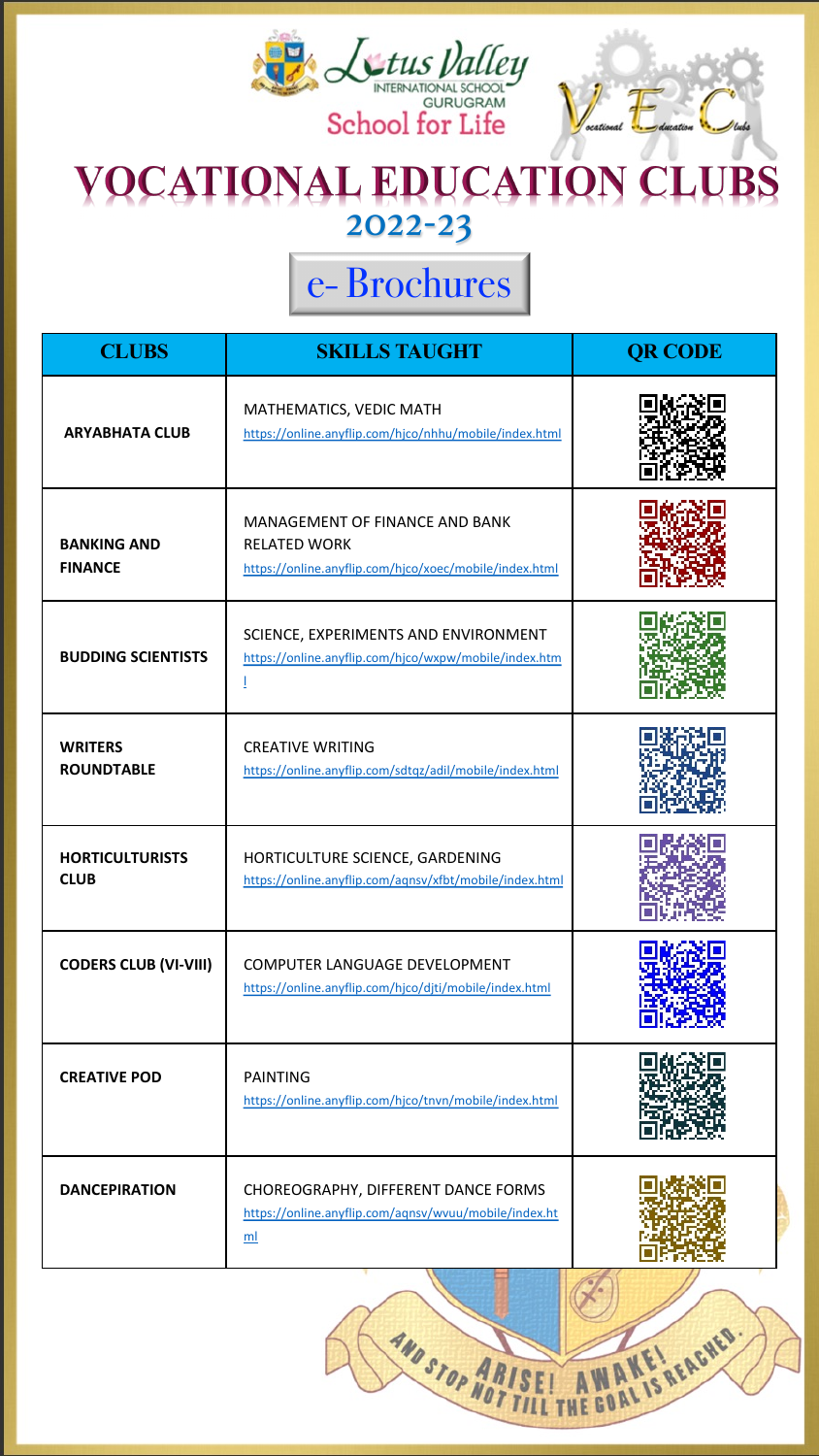Lotus Valley INTERNATIONAL SCHOOL GURUGRAM

School for Life

# VOCATIONAL EDUCATION CLUBS

## 2022-23

## e- Brochures

| CLUBS | SKILLS TAUGHT | QR CODE |
|---|---|---|
| **ARYABHATA CLUB** | MATHEMATICS, VEDIC MATH https://online.anyflip.com/hjco/nhhu/mobile/index.html | |
| **BANKING AND FINANCE** | MANAGEMENT OF FINANCE AND BANK RELATED WORK https://online.anyflip.com/hjco/xoec/mobile/index.html | |
| **BUDDING SCIENTISTS** | SCIENCE, EXPERIMENTS AND ENVIRONMENT https://online.anyflip.com/hjco/wxpw/mobile/index.html | |
| **WRITERS ROUNDTABLE** | CREATIVE WRITING https://online.anyflip.com/sdtqz/adil/mobile/index.html | |
| **HORTICULTURISTS CLUB** | HORTICULTURE SCIENCE, GARDENING https://online.anyflip.com/aqnsv/xfbt/mobile/index.html | |
| **CODERS CLUB (VI-VIII)** | COMPUTER LANGUAGE DEVELOPMENT https://online.anyflip.com/hjco/djti/mobile/index.html | |
| **CREATIVE POD** | PAINTING https://online.anyflip.com/hjco/tnvn/mobile/index.html | |
| **DANCEPIRATION** | CHOREOGRAPHY, DIFFERENT DANCE FORMS https://online.anyflip.com/aqnsv/wvuu/mobile/index.html | |

ARISE! AWAKE! AND STOP NOT TILL THE GOAL IS REACHED.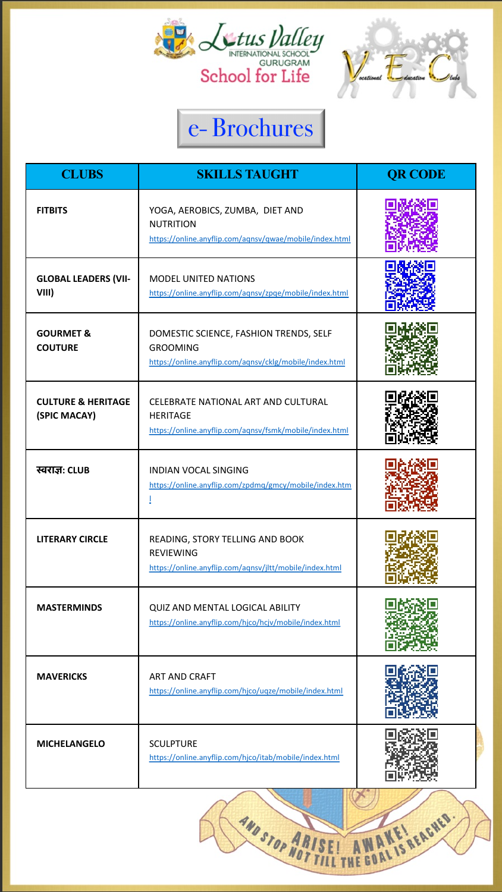Lotus Valley International School Gurugram

School for Life

Vocational Education Clubs

# e- Brochures

| CLUBS | SKILLS TAUGHT | QR CODE |
|---|---|---|
| **FITBITS** | YOGA, AEROBICS, ZUMBA, DIET AND NUTRITION https://online.anyflip.com/aqnsv/qwae/mobile/index.html | |
| **GLOBAL LEADERS (VII-VIII)** | MODEL UNITED NATIONS https://online.anyflip.com/aqnsv/zpqe/mobile/index.html | |
| **GOURMET & COUTURE** | DOMESTIC SCIENCE, FASHION TRENDS, SELF GROOMING https://online.anyflip.com/aqnsv/cklg/mobile/index.html | |
| **CULTURE & HERITAGE (SPIC MACAY)** | CELEBRATE NATIONAL ART AND CULTURAL HERITAGE https://online.anyflip.com/aqnsv/fsmk/mobile/index.html | |
| **स्वराज्ञ: CLUB** | INDIAN VOCAL SINGING https://online.anyflip.com/zpdmq/gmcy/mobile/index.html | |
| **LITERARY CIRCLE** | READING, STORY TELLING AND BOOK REVIEWING https://online.anyflip.com/aqnsv/jltt/mobile/index.html | |
| **MASTERMINDS** | QUIZ AND MENTAL LOGICAL ABILITY https://online.anyflip.com/hjco/hcjv/mobile/index.html | |
| **MAVERICKS** | ART AND CRAFT https://online.anyflip.com/hjco/uqze/mobile/index.html | |
| **MICHELANGELO** | SCULPTURE https://online.anyflip.com/hjco/itab/mobile/index.html | |

ARISE! AWAKE! AND STOP NOT TILL THE GOAL IS REACHED.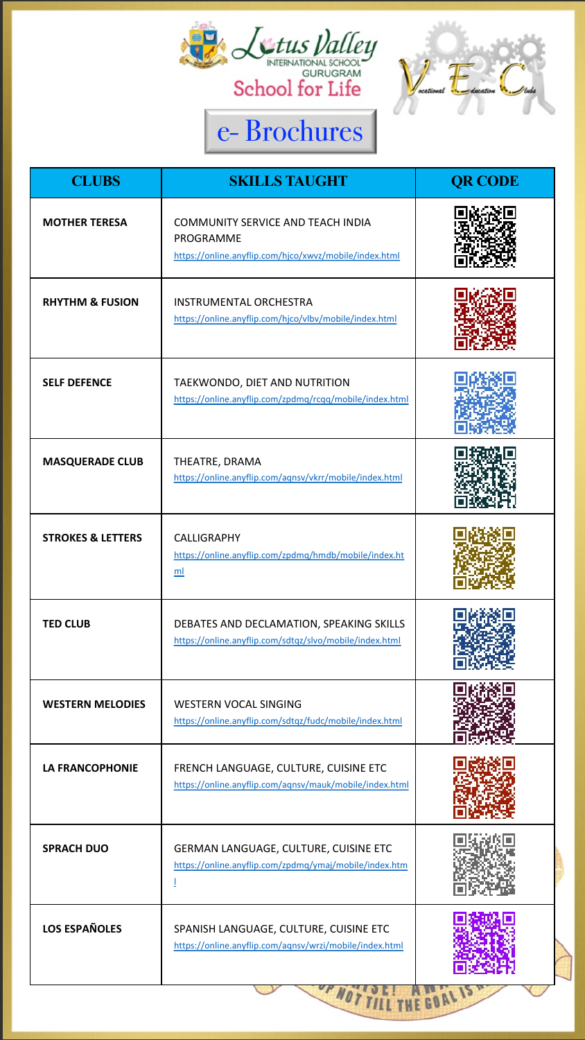Lotus Valley INTERNATIONAL SCHOOL GURUGRAM

School for Life

Vocational Education Clubs

# e- Brochures

| CLUBS | SKILLS TAUGHT | QR CODE |
| --- | --- | --- |
| MOTHER TERESA | COMMUNITY SERVICE AND TEACH INDIA PROGRAMME https://online.anyflip.com/hjco/xwvz/mobile/index.html | |
| RHYTHM & FUSION | INSTRUMENTAL ORCHESTRA https://online.anyflip.com/hjco/vlbv/mobile/index.html | |
| SELF DEFENCE | TAEKWONDO, DIET AND NUTRITION https://online.anyflip.com/zpdmq/rcqq/mobile/index.html | |
| MASQUERADE CLUB | THEATRE, DRAMA https://online.anyflip.com/aqnsv/vkrr/mobile/index.html | |
| STROKES & LETTERS | CALLIGRAPHY https://online.anyflip.com/zpdmq/hmdb/mobile/index.html | |
| TED CLUB | DEBATES AND DECLAMATION, SPEAKING SKILLS https://online.anyflip.com/sdtqz/slvo/mobile/index.html | |
| WESTERN MELODIES | WESTERN VOCAL SINGING https://online.anyflip.com/sdtqz/fudc/mobile/index.html | |
| LA FRANCOPHONIE | FRENCH LANGUAGE, CULTURE, CUISINE ETC https://online.anyflip.com/aqnsv/mauk/mobile/index.html | |
| SPRACH DUO | GERMAN LANGUAGE, CULTURE, CUISINE ETC https://online.anyflip.com/zpdmq/ymaj/mobile/index.html | |
| LOS ESPAÑOLES | SPANISH LANGUAGE, CULTURE, CUISINE ETC https://online.anyflip.com/aqnsv/wrzi/mobile/index.html | |